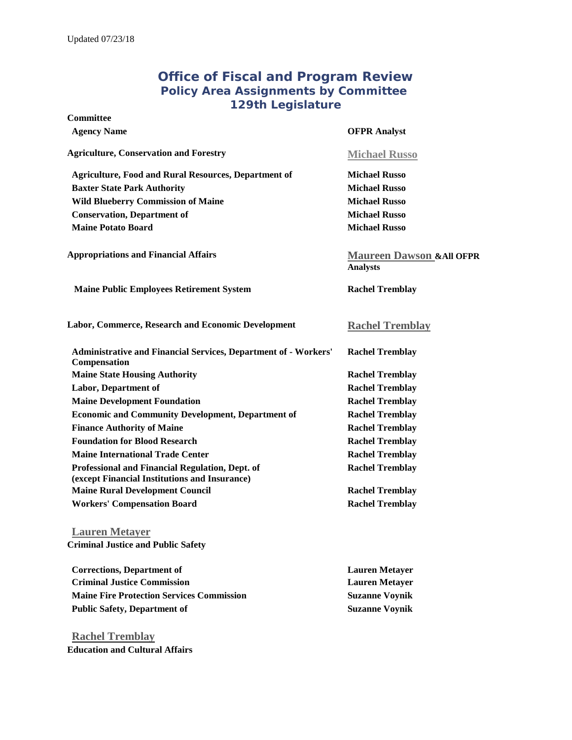Updated 07/23/18

# Office of Fiscal and Program Review
## Policy Area Assignments by Committee
## 129th Legislature

| Committee / Agency Name | OFPR Analyst |
|---|---|
| **Agriculture, Conservation and Forestry** | **Michael Russo** |
| Agriculture, Food and Rural Resources, Department of | Michael Russo |
| Baxter State Park Authority | Michael Russo |
| Wild Blueberry Commission of Maine | Michael Russo |
| Conservation, Department of | Michael Russo |
| Maine Potato Board | Michael Russo |
| **Appropriations and Financial Affairs** | **Maureen Dawson &All OFPR Analysts** |
| Maine Public Employees Retirement System | Rachel Tremblay |
| **Labor, Commerce, Research and Economic Development** | **Rachel Tremblay** |
| Administrative and Financial Services, Department of - Workers' Compensation | Rachel Tremblay |
| Maine State Housing Authority | Rachel Tremblay |
| Labor, Department of | Rachel Tremblay |
| Maine Development Foundation | Rachel Tremblay |
| Economic and Community Development, Department of | Rachel Tremblay |
| Finance Authority of Maine | Rachel Tremblay |
| Foundation for Blood Research | Rachel Tremblay |
| Maine International Trade Center | Rachel Tremblay |
| Professional and Financial Regulation, Dept. of (except Financial Institutions and Insurance) | Rachel Tremblay |
| Maine Rural Development Council | Rachel Tremblay |
| Workers' Compensation Board | Rachel Tremblay |
| **Lauren Metayer** | |
| **Criminal Justice and Public Safety** | |
| Corrections, Department of | Lauren Metayer |
| Criminal Justice Commission | Lauren Metayer |
| Maine Fire Protection Services Commission | Suzanne Voynik |
| Public Safety, Department of | Suzanne Voynik |
| **Rachel Tremblay** | |
| **Education and Cultural Affairs** | |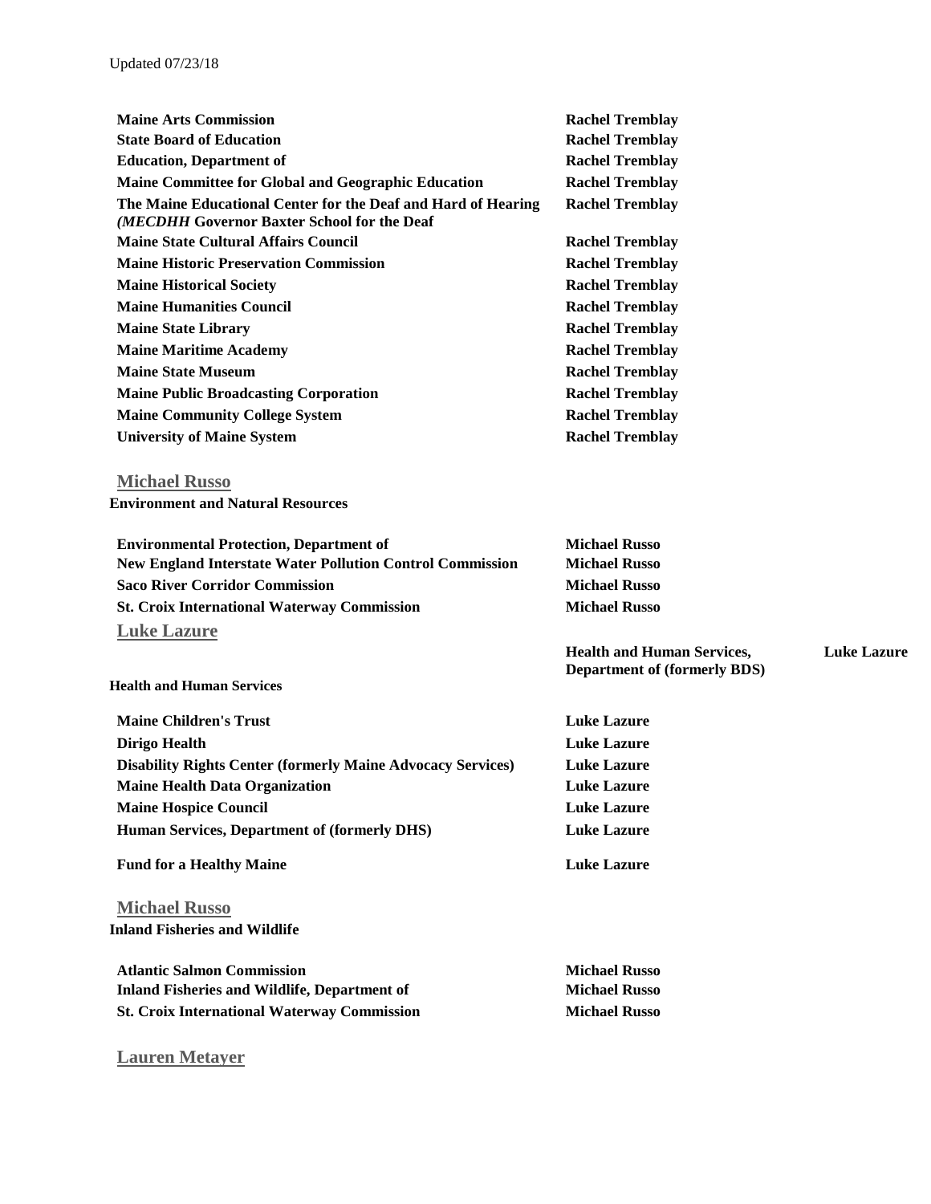Updated 07/23/18

| | |
|---|---|
| **Maine Arts Commission** | **Rachel Tremblay** |
| **State Board of Education** | **Rachel Tremblay** |
| **Education, Department of** | **Rachel Tremblay** |
| **Maine Committee for Global and Geographic Education** | **Rachel Tremblay** |
| **The Maine Educational Center for the Deaf and Hard of Hearing *(MECDHH* Governor Baxter School for the Deaf** | **Rachel Tremblay** |
| **Maine State Cultural Affairs Council** | **Rachel Tremblay** |
| **Maine Historic Preservation Commission** | **Rachel Tremblay** |
| **Maine Historical Society** | **Rachel Tremblay** |
| **Maine Humanities Council** | **Rachel Tremblay** |
| **Maine State Library** | **Rachel Tremblay** |
| **Maine Maritime Academy** | **Rachel Tremblay** |
| **Maine State Museum** | **Rachel Tremblay** |
| **Maine Public Broadcasting Corporation** | **Rachel Tremblay** |
| **Maine Community College System** | **Rachel Tremblay** |
| **University of Maine System** | **Rachel Tremblay** |

## Michael Russo

**Environment and Natural Resources**

| | |
|---|---|
| **Environmental Protection, Department of** | **Michael Russo** |
| **New England Interstate Water Pollution Control Commission** | **Michael Russo** |
| **Saco River Corridor Commission** | **Michael Russo** |
| **St. Croix International Waterway Commission** | **Michael Russo** |

## Luke Lazure

**Health and Human Services**

| | |
|---|---|
| **Health and Human Services, Department of (formerly BDS)** | **Luke Lazure** |
| **Maine Children's Trust** | **Luke Lazure** |
| **Dirigo Health** | **Luke Lazure** |
| **Disability Rights Center (formerly Maine Advocacy Services)** | **Luke Lazure** |
| **Maine Health Data Organization** | **Luke Lazure** |
| **Maine Hospice Council** | **Luke Lazure** |
| **Human Services, Department of (formerly DHS)** | **Luke Lazure** |
| **Fund for a Healthy Maine** | **Luke Lazure** |

## Michael Russo

**Inland Fisheries and Wildlife**

| | |
|---|---|
| **Atlantic Salmon Commission** | **Michael Russo** |
| **Inland Fisheries and Wildlife, Department of** | **Michael Russo** |
| **St. Croix International Waterway Commission** | **Michael Russo** |

## Lauren Metayer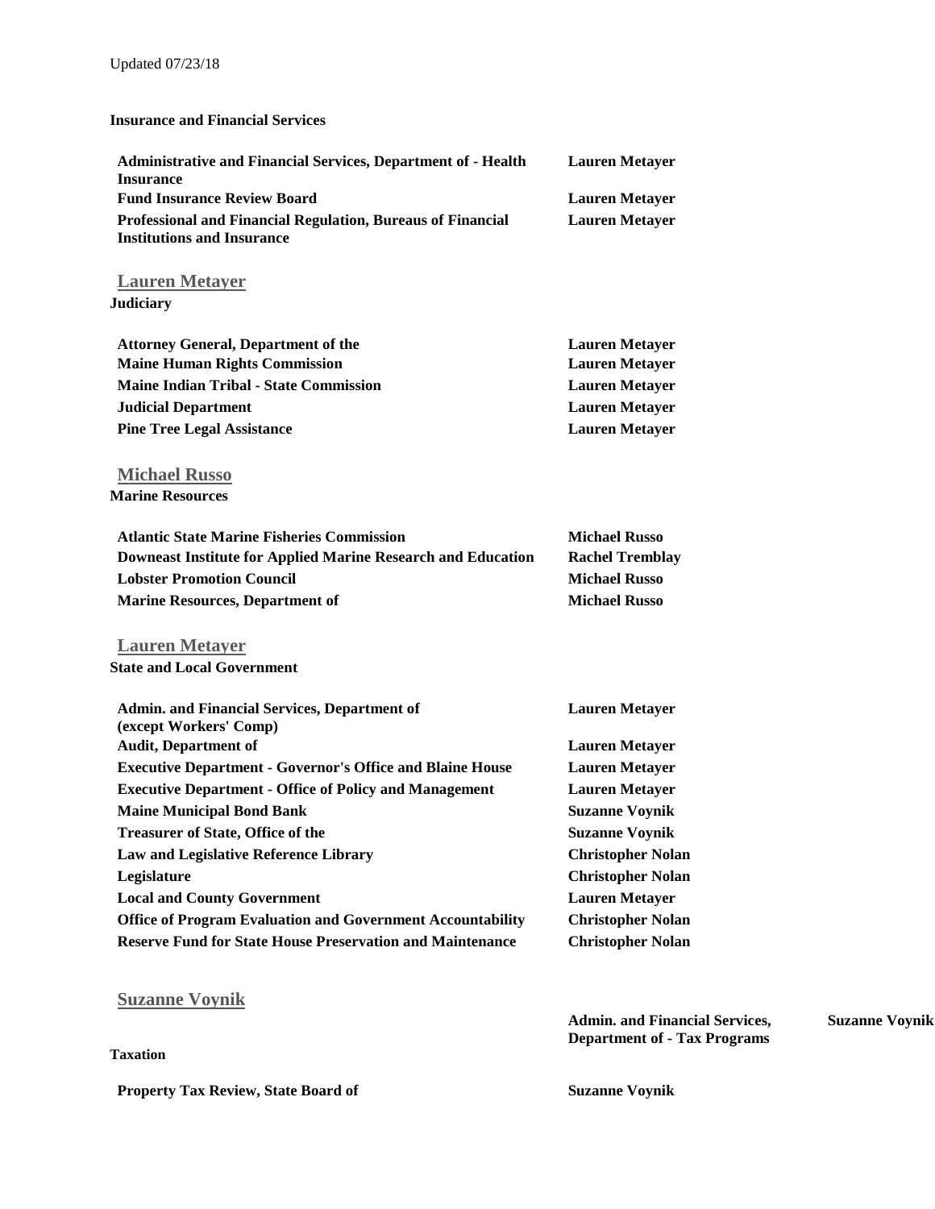Updated 07/23/18

**Insurance and Financial Services**

| | |
|---|---|
| **Administrative and Financial Services, Department of - Health Insurance** | **Lauren Metayer** |
| **Fund Insurance Review Board** | **Lauren Metayer** |
| **Professional and Financial Regulation, Bureaus of Financial Institutions and Insurance** | **Lauren Metayer** |

**Lauren Metayer**

**Judiciary**

| | |
|---|---|
| **Attorney General, Department of the** | **Lauren Metayer** |
| **Maine Human Rights Commission** | **Lauren Metayer** |
| **Maine Indian Tribal - State Commission** | **Lauren Metayer** |
| **Judicial Department** | **Lauren Metayer** |
| **Pine Tree Legal Assistance** | **Lauren Metayer** |

**Michael Russo**

**Marine Resources**

| | |
|---|---|
| **Atlantic State Marine Fisheries Commission** | **Michael Russo** |
| **Downeast Institute for Applied Marine Research and Education** | **Rachel Tremblay** |
| **Lobster Promotion Council** | **Michael Russo** |
| **Marine Resources, Department of** | **Michael Russo** |

**Lauren Metayer**

**State and Local Government**

| | |
|---|---|
| **Admin. and Financial Services, Department of (except Workers' Comp)** | **Lauren Metayer** |
| **Audit, Department of** | **Lauren Metayer** |
| **Executive Department - Governor's Office and Blaine House** | **Lauren Metayer** |
| **Executive Department - Office of Policy and Management** | **Lauren Metayer** |
| **Maine Municipal Bond Bank** | **Suzanne Voynik** |
| **Treasurer of State, Office of the** | **Suzanne Voynik** |
| **Law and Legislative Reference Library** | **Christopher Nolan** |
| **Legislature** | **Christopher Nolan** |
| **Local and County Government** | **Lauren Metayer** |
| **Office of Program Evaluation and Government Accountability** | **Christopher Nolan** |
| **Reserve Fund for State House Preservation and Maintenance** | **Christopher Nolan** |

**Suzanne Voynik**

**Taxation**

| | |
|---|---|
| **Admin. and Financial Services, Department of - Tax Programs** | **Suzanne Voynik** |
| **Property Tax Review, State Board of** | **Suzanne Voynik** |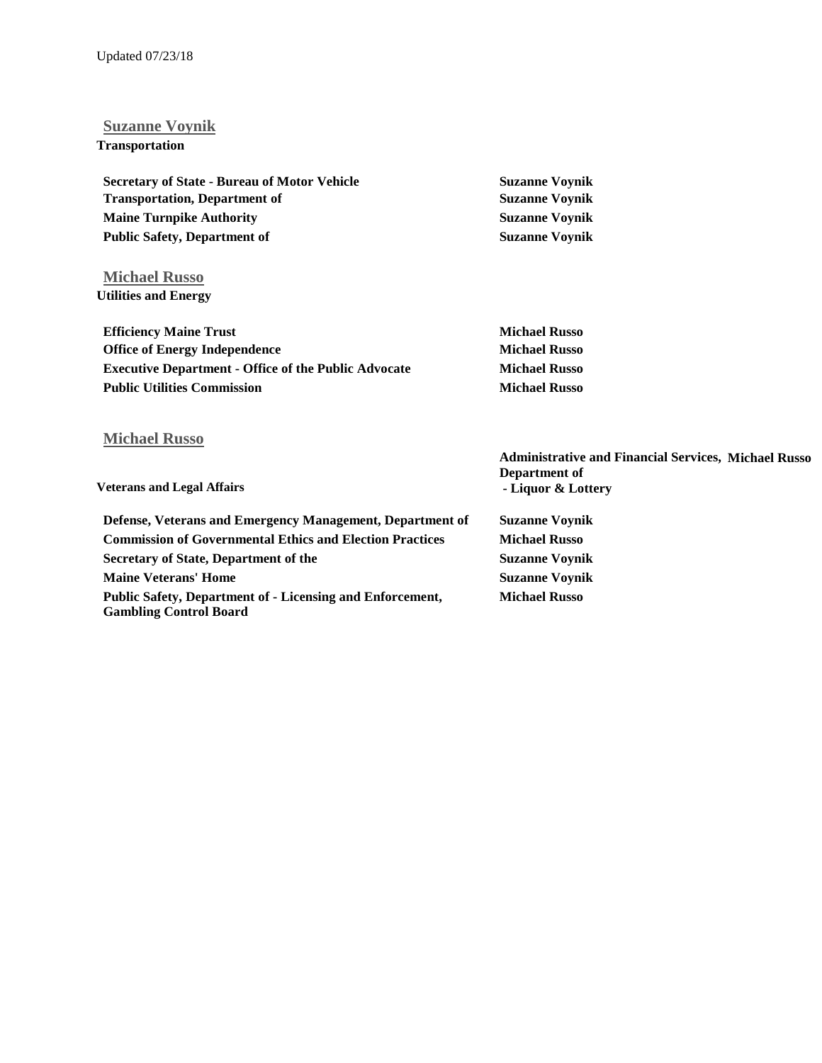Updated 07/23/18

**Suzanne Voynik**

**Transportation**

| | |
|---|---|
| **Secretary of State - Bureau of Motor Vehicle** | **Suzanne Voynik** |
| **Transportation, Department of** | **Suzanne Voynik** |
| **Maine Turnpike Authority** | **Suzanne Voynik** |
| **Public Safety, Department of** | **Suzanne Voynik** |

**Michael Russo**

**Utilities and Energy**

| | |
|---|---|
| **Efficiency Maine Trust** | **Michael Russo** |
| **Office of Energy Independence** | **Michael Russo** |
| **Executive Department - Office of the Public Advocate** | **Michael Russo** |
| **Public Utilities Commission** | **Michael Russo** |

**Michael Russo**

**Veterans and Legal Affairs**

| | |
|---|---|
| **Administrative and Financial Services, Department of - Liquor & Lottery** | **Michael Russo** |
| **Defense, Veterans and Emergency Management, Department of** | **Suzanne Voynik** |
| **Commission of Governmental Ethics and Election Practices** | **Michael Russo** |
| **Secretary of State, Department of the** | **Suzanne Voynik** |
| **Maine Veterans' Home** | **Suzanne Voynik** |
| **Public Safety, Department of - Licensing and Enforcement, Gambling Control Board** | **Michael Russo** |